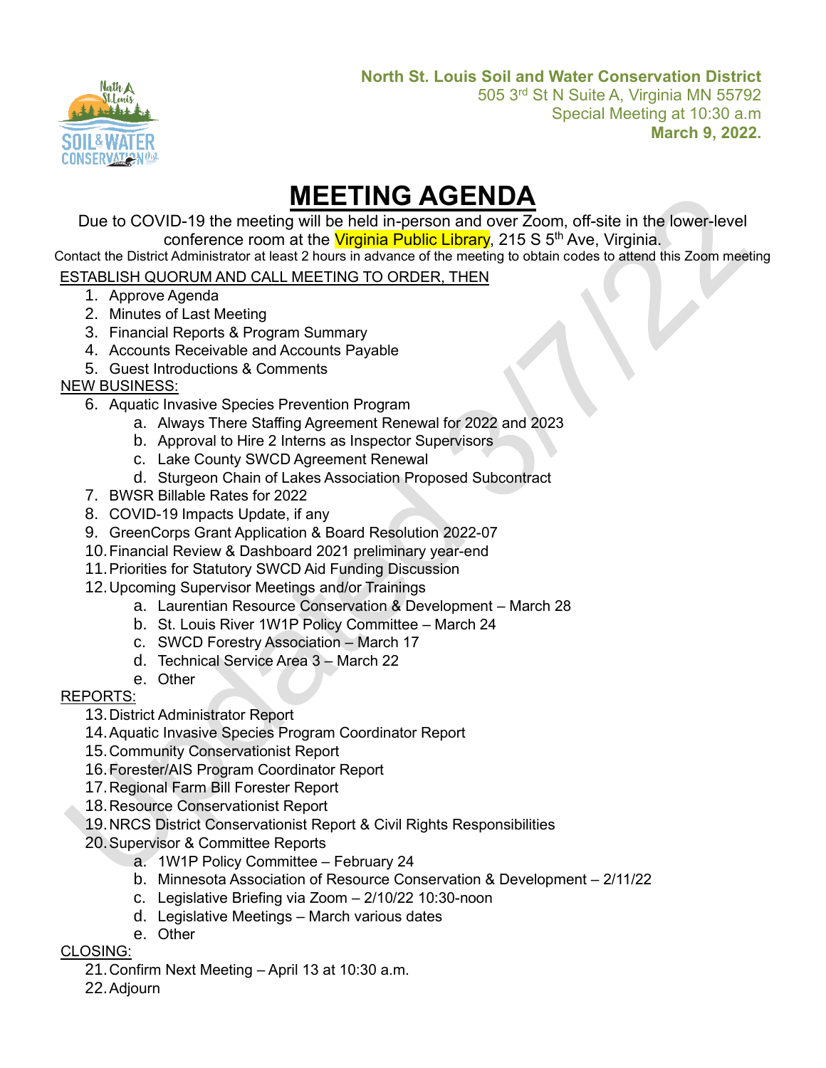**North St. Louis Soil and Water Conservation District**
505 3rd St N Suite A, Virginia MN 55792
Special Meeting at 10:30 a.m
**March 9, 2022.**

# MEETING AGENDA

Due to COVID-19 the meeting will be held in-person and over Zoom, off-site in the lower-level conference room at the Virginia Public Library, 215 S 5th Ave, Virginia.

Contact the District Administrator at least 2 hours in advance of the meeting to obtain codes to attend this Zoom meeting

ESTABLISH QUORUM AND CALL MEETING TO ORDER, THEN

1. Approve Agenda
2. Minutes of Last Meeting
3. Financial Reports & Program Summary
4. Accounts Receivable and Accounts Payable
5. Guest Introductions & Comments

NEW BUSINESS:

6. Aquatic Invasive Species Prevention Program
   a. Always There Staffing Agreement Renewal for 2022 and 2023
   b. Approval to Hire 2 Interns as Inspector Supervisors
   c. Lake County SWCD Agreement Renewal
   d. Sturgeon Chain of Lakes Association Proposed Subcontract
7. BWSR Billable Rates for 2022
8. COVID-19 Impacts Update, if any
9. GreenCorps Grant Application & Board Resolution 2022-07
10. Financial Review & Dashboard 2021 preliminary year-end
11. Priorities for Statutory SWCD Aid Funding Discussion
12. Upcoming Supervisor Meetings and/or Trainings
    a. Laurentian Resource Conservation & Development – March 28
    b. St. Louis River 1W1P Policy Committee – March 24
    c. SWCD Forestry Association – March 17
    d. Technical Service Area 3 – March 22
    e. Other

REPORTS:

13. District Administrator Report
14. Aquatic Invasive Species Program Coordinator Report
15. Community Conservationist Report
16. Forester/AIS Program Coordinator Report
17. Regional Farm Bill Forester Report
18. Resource Conservationist Report
19. NRCS District Conservationist Report & Civil Rights Responsibilities
20. Supervisor & Committee Reports
    a. 1W1P Policy Committee – February 24
    b. Minnesota Association of Resource Conservation & Development – 2/11/22
    c. Legislative Briefing via Zoom – 2/10/22 10:30-noon
    d. Legislative Meetings – March various dates
    e. Other

CLOSING:

21. Confirm Next Meeting – April 13 at 10:30 a.m.
22. Adjourn

Updated 3/7/22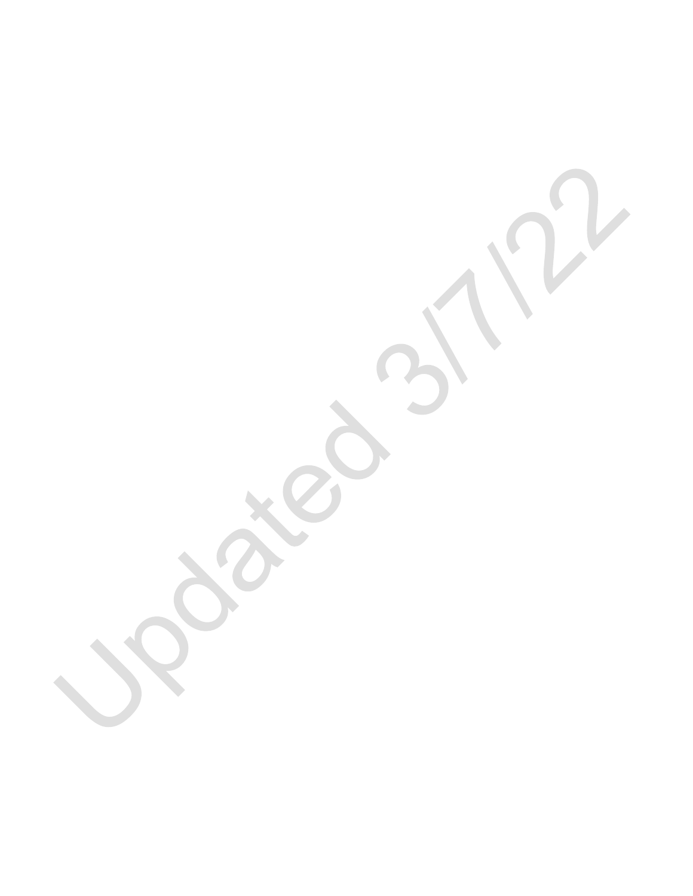Updated 3/7/22